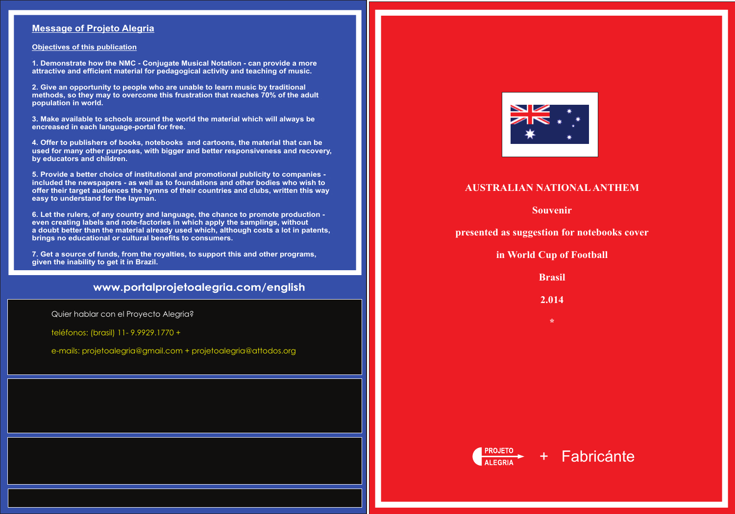## Message of Projeto Alegria

### Objectives of this publication

1. Demonstrate how the NMC - Conjugate Musical Notation - can provide a more attractive and efficient material for pedagogical activity and teaching of music.

2. Give an opportunity to people who are unable to learn music by traditional methods, so they may to overcome this frustration that reaches 70% of the adult population in world.

3. Make available to schools around the world the material which will always be encreased in each language-portal for free.

4. Offer to publishers of books, notebooks and cartoons, the material that can be used for many other purposes, with bigger and better responsiveness and recovery, by educators and children.

5. Provide a better choice of institutional and promotional publicity to companies - included the newspapers - as well as to foundations and other bodies who wish to offer their target audiences the hymns of their countries and clubs, written this way easy to understand for the layman.

6. Let the rulers, of any country and language, the chance to promote production - even creating labels and note-factories in which apply the samplings, without a doubt better than the material already used which, although costs a lot in patents, brings no educational or cultural benefits to consumers.

7. Get a source of funds, from the royalties, to support this and other programs, given the inability to get it in Brazil.

**www.portalprojetoalegria.com/english**

Quier hablar con el Proyecto Alegria?

teléfonos: (brasil) 11- 9.9929.1770 +

e-mails: projetoalegria@gmail.com + projetoalegria@attodos.org

# AUSTRALIAN NATIONAL ANTHEM

**Souvenir**

**presented as suggestion for notebooks cover**

**in World Cup of Football**

**Brasil**

**2.014**

*

PROJETO ALEGRIA + Fabricánte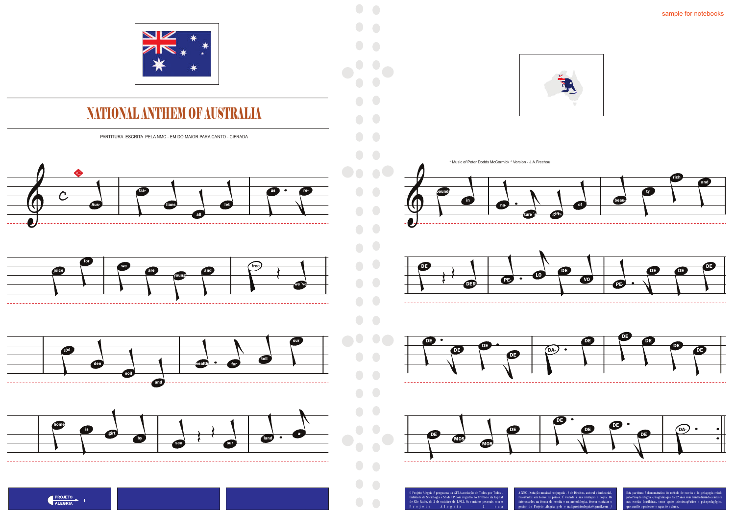sample for notebooks

# NATIONAL ANTHEM OF AUSTRALIA

PARTITURA ESCRITA PELA NMC - EM DÓ MAIOR PARA CANTO - CIFRADA

* Music of Peter Dodds McCormick * Version - J.A.Frechou

Aus- tra- lians all let us re- joice for we are young and free we've gol- den soil and wealth for toil our home is girt by sea our land a- bounds in na- ture's gifts of beau- ty rich and

DE DER PE- LO DE VO PE- DE DE DE

DE DE DE DE DA- DE DE DE DE DE

DE MOS MOS DE DE DE DE DE DA-

PROJETO ALEGRIA +

O Projeto Alegria é programa da ATT-Associação de Todos por Todos - Entidade de Sociologia e SS de UP com registro no 6º Ofício da Capital de São Paulo, de 2 de outubro de 1.982. Os contatos pessoais com o Projeto Alegria - à rua

A NMC - Notação musical conjugada - é de Direitos, autoral e industrial, reservados em todos os países. É vedada a sua imitação e cópia. Os interessados na forma de escrita e na metodologia, devem contatar o gestor do Projeto Alegria pelo e-mail:projetoalegria@gmail.com /

Esta partitura é demonstrativa do método de escrita e de pedagogia criado pelo Projeto Alegria - programa que há 22 anos vem reintroduzindo a música nas escolas brasileiras, como apoio psicoterapêutico e psicopedagógico, que auxilia o professor e capacita o aluno.